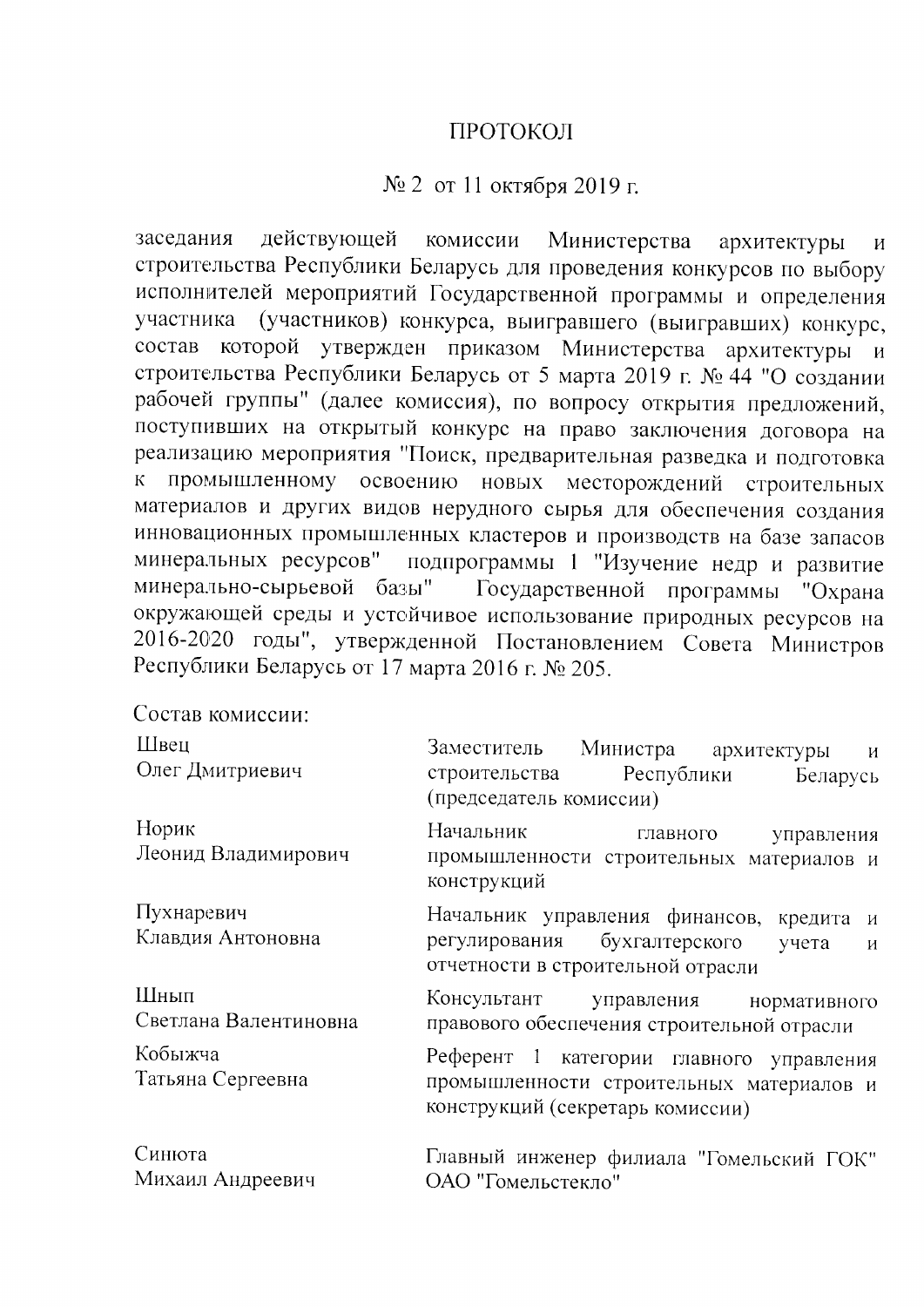# ПРОТОКОЛ

## № 2 от 11 октября 2019 г.

заседания действующей комиссии Министерства архитектуры и строительства Республики Беларусь для проведения конкурсов по выбору исполнителей мероприятий Государственной программы и определения участника (участников) конкурса, выигравшего (выигравших) конкурс, состав которой утвержден приказом Министерства архитектуры и строительства Республики Беларусь от 5 марта 2019 г. № 44 "О создании рабочей группы" (далее комиссия), по вопросу открытия предложений, поступивших на открытый конкурс на право заключения договора на реализацию мероприятия "Поиск, предварительная разведка и подготовка к промышленному освоению новых месторождений строительных материалов и других видов нерудного сырья для обеспечения создания инновационных промышленных кластеров и производств на базе запасов минеральных ресурсов" подпрограммы 1 "Изучение недр и развитие минерально-сырьевой базы" Государственной программы "Охрана окружающей среды и устойчивое использование природных ресурсов на 2016-2020 годы", утвержденной Постановлением Совета Министров Республики Беларусь от 17 марта 2016 г. № 205.

Состав комиссии:

| | |
|---|---|
| Швец Олег Дмитриевич | Заместитель Министра архитектуры и строительства Республики Беларусь (председатель комиссии) |
| Норик Леонид Владимирович | Начальник главного управления промышленности строительных материалов и конструкций |
| Пухнаревич Клавдия Антоновна | Начальник управления финансов, кредита и регулирования бухгалтерского учета и отчетности в строительной отрасли |
| Шнып Светлана Валентиновна | Консультант управления нормативного правового обеспечения строительной отрасли |
| Кобыжча Татьяна Сергеевна | Референт 1 категории главного управления промышленности строительных материалов и конструкций (секретарь комиссии) |
| Синюта Михаил Андреевич | Главный инженер филиала "Гомельский ГОК" ОАО "Гомельстекло" |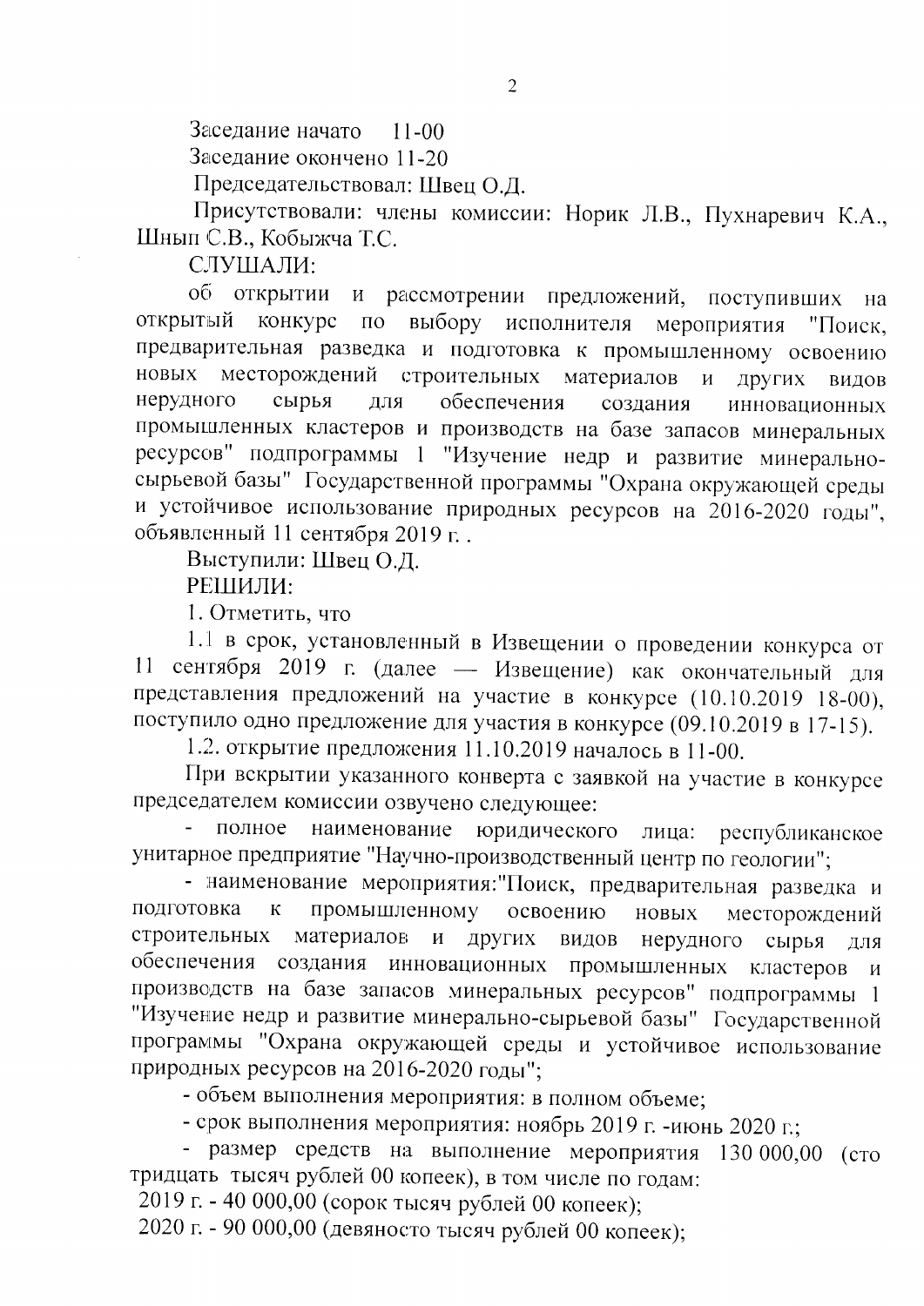Заседание начато 11-00

Заседание окончено 11-20

Председательствовал: Швец О.Д.

Присутствовали: члены комиссии: Норик Л.В., Пухнаревич К.А., Шнып С.В., Кобыжча Т.С.

СЛУШАЛИ:

об открытии и рассмотрении предложений, поступивших на открытый конкурс по выбору исполнителя мероприятия "Поиск, предварительная разведка и подготовка к промышленному освоению новых месторождений строительных материалов и других видов нерудного сырья для обеспечения создания инновационных промышленных кластеров и производств на базе запасов минеральных ресурсов" подпрограммы 1 "Изучение недр и развитие минерально-сырьевой базы" Государственной программы "Охрана окружающей среды и устойчивое использование природных ресурсов на 2016-2020 годы", объявленный 11 сентября 2019 г. .

Выступили: Швец О.Д.

РЕШИЛИ:

1. Отметить, что

1.1 в срок, установленный в Извещении о проведении конкурса от 11 сентября 2019 г. (далее — Извещение) как окончательный для представления предложений на участие в конкурсе (10.10.2019 18-00), поступило одно предложение для участия в конкурсе (09.10.2019 в 17-15).

1.2. открытие предложения 11.10.2019 началось в 11-00.

При вскрытии указанного конверта с заявкой на участие в конкурсе председателем комиссии озвучено следующее:

- полное наименование юридического лица: республиканское унитарное предприятие "Научно-производственный центр по геологии";
- наименование мероприятия:"Поиск, предварительная разведка и подготовка к промышленному освоению новых месторождений строительных материалов и других видов нерудного сырья для обеспечения создания инновационных промышленных кластеров и производств на базе запасов минеральных ресурсов" подпрограммы 1 "Изучение недр и развитие минерально-сырьевой базы" Государственной программы "Охрана окружающей среды и устойчивое использование природных ресурсов на 2016-2020 годы";
- объем выполнения мероприятия: в полном объеме;
- срок выполнения мероприятия: ноябрь 2019 г. -июнь 2020 г.;
- размер средств на выполнение мероприятия 130 000,00 (сто тридцать тысяч рублей 00 копеек), в том числе по годам:

2019 г. - 40 000,00 (сорок тысяч рублей 00 копеек);

2020 г. - 90 000,00 (девяносто тысяч рублей 00 копеек);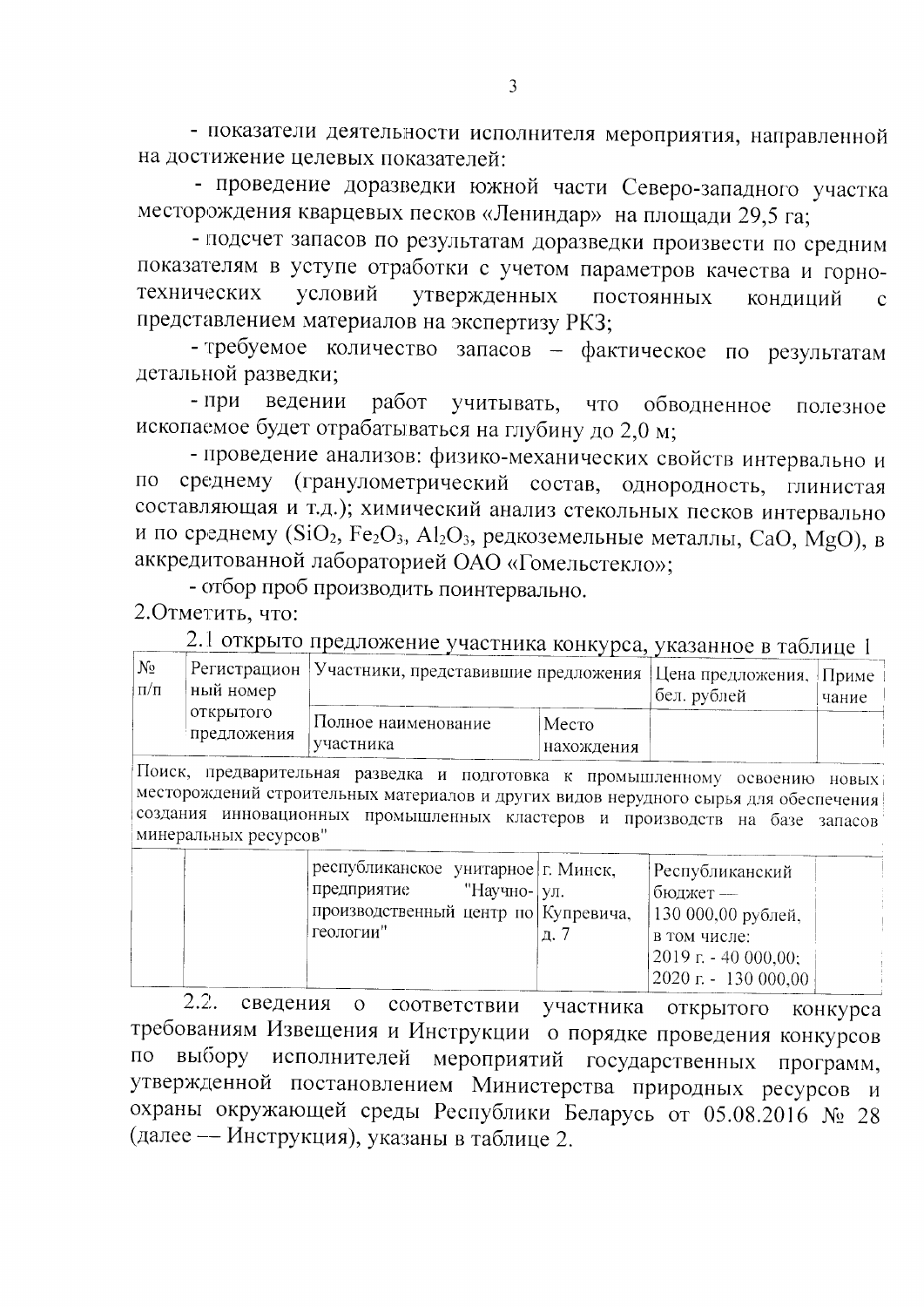- показатели деятельности исполнителя мероприятия, направленной на достижение целевых показателей:

- проведение доразведки южной части Северо-западного участка месторождения кварцевых песков «Ленииндар» на площади 29,5 га;

- подсчет запасов по результатам доразведки произвести по средним показателям в уступе отработки с учетом параметров качества и горно-технических условий утвержденных постоянных кондиций с представлением материалов на экспертизу РКЗ;

- требуемое количество запасов – фактическое по результатам детальной разведки;

- при ведении работ учитывать, что обводненное полезное ископаемое будет отрабатываться на глубину до 2,0 м;

- проведение анализов: физико-механических свойств интервально и по среднему (гранулометрический состав, однородность, глинистая составляющая и т.д.); химический анализ стекольных песков интервально и по среднему ($SiO_2$, $Fe_2O_3$, $Al_2O_3$, редкоземельные металлы, $CaO$, $MgO$), в аккредитованной лабораторией ОАО «Гомельстекло»;

- отбор проб производить поинтервально.

2.Отметить, что:

2.1 открыто предложение участника конкурса, указанное в таблице 1

| № п/п | Регистрационный номер открытого предложения | Участники, представившие предложения | | Цена предложения, бел. рублей | Примечание |
|---|---|---|---|---|---|
| | | Полное наименование участника | Место нахождения | | |
| Поиск, предварительная разведка и подготовка к промышленному освоению новых месторождений строительных материалов и других видов нерудного сырья для обеспечения создания инновационных промышленных кластеров и производств на базе запасов минеральных ресурсов" | | | | | |
| | | республиканское унитарное предприятие "Научно-производственный центр по геологии" | г. Минск, ул. Купревича, д. 7 | Республиканский бюджет — 130 000,00 рублей, в том числе: 2019 г. - 40 000,00; 2020 г. - 130 000,00 | |

2.2. сведения о соответствии участника открытого конкурса требованиям Извещения и Инструкции о порядке проведения конкурсов по выбору исполнителей мероприятий государственных программ, утвержденной постановлением Министерства природных ресурсов и охраны окружающей среды Республики Беларусь от 05.08.2016 № 28 (далее — Инструкция), указаны в таблице 2.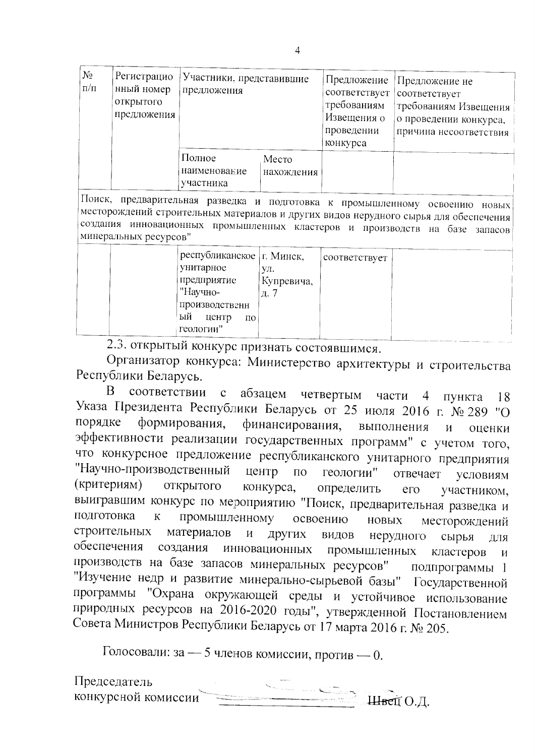| № п/п | Регистрационный номер открытого предложения | Участники, представившие предложения | | Предложение соответствует требованиям Извещения о проведении конкурса | Предложение не соответствует требованиям Извещения о проведении конкурса, причина несоответствия |
|---|---|---|---|---|---|
| | | Полное наименование участника | Место нахождения | | |
| Поиск, предварительная разведка и подготовка к промышленному освоению новых месторождений строительных материалов и других видов нерудного сырья для обеспечения создания инновационных промышленных кластеров и производств на базе запасов минеральных ресурсов" | | | | | |
| | | республиканское унитарное предприятие "Научно-производственный центр по геологии" | г. Минск, ул. Купревича, д. 7 | соответствует | |

2.3. открытый конкурс признать состоявшимся.

Организатор конкурса: Министерство архитектуры и строительства Республики Беларусь.

В соответствии с абзацем четвертым части 4 пункта 18 Указа Президента Республики Беларусь от 25 июля 2016 г. № 289 "О порядке формирования, финансирования, выполнения и оценки эффективности реализации государственных программ" с учетом того, что конкурсное предложение республиканского унитарного предприятия "Научно-производственный центр по геологии" отвечает условиям (критериям) открытого конкурса, определить его участником, выигравшим конкурс по мероприятию "Поиск, предварительная разведка и подготовка к промышленному освоению новых месторождений строительных материалов и других видов нерудного сырья для обеспечения создания инновационных промышленных кластеров и производств на базе запасов минеральных ресурсов" подпрограммы 1 "Изучение недр и развитие минерально-сырьевой базы" Государственной программы "Охрана окружающей среды и устойчивое использование природных ресурсов на 2016-2020 годы", утвержденной Постановлением Совета Министров Республики Беларусь от 17 марта 2016 г. № 205.

Голосовали: за — 5 членов комиссии, против — 0.

Председатель
конкурсной комиссии Швец О.Д.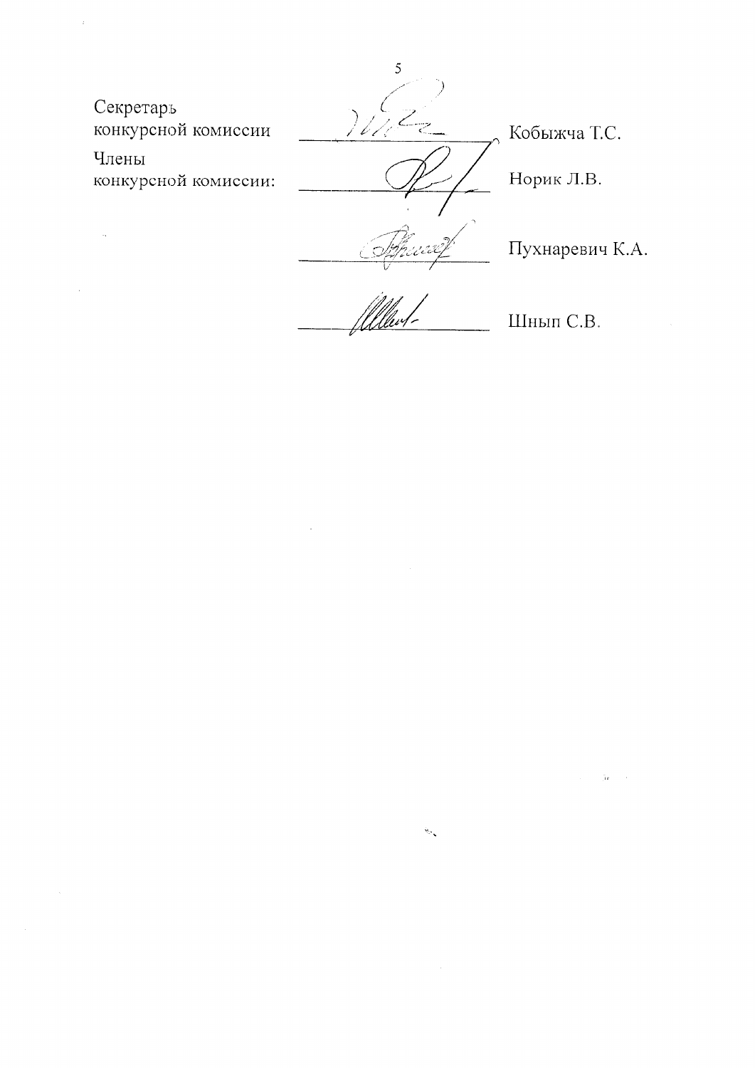Секретарь конкурсной комиссии _______________ Кобыжча Т.С.

Члены конкурсной комиссии: _______________ Норик Л.В.

_______________ Пухнаревич К.А.

_______________ Шнып С.В.